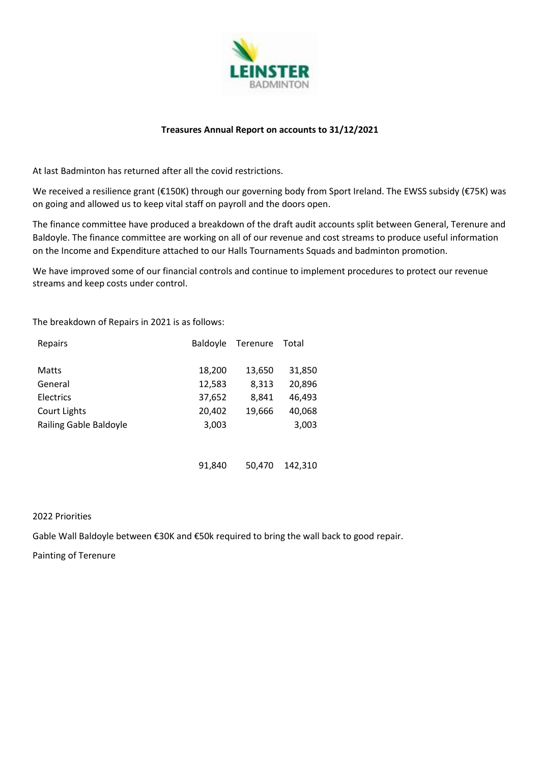LEINSTER BADMINTON

**Treasures Annual Report on accounts to 31/12/2021**

At last Badminton has returned after all the covid restrictions.

We received a resilience grant (€150K) through our governing body from Sport Ireland. The EWSS subsidy (€75K) was on going and allowed us to keep vital staff on payroll and the doors open.

The finance committee have produced a breakdown of the draft audit accounts split between General, Terenure and Baldoyle. The finance committee are working on all of our revenue and cost streams to produce useful information on the Income and Expenditure attached to our Halls Tournaments Squads and badminton promotion.

We have improved some of our financial controls and continue to implement procedures to protect our revenue streams and keep costs under control.

The breakdown of Repairs in 2021 is as follows:

| Repairs | Baldoyle | Terenure | Total |
|---|---|---|---|
| Matts | 18,200 | 13,650 | 31,850 |
| General | 12,583 | 8,313 | 20,896 |
| Electrics | 37,652 | 8,841 | 46,493 |
| Court Lights | 20,402 | 19,666 | 40,068 |
| Railing Gable Baldoyle | 3,003 | | 3,003 |
| | 91,840 | 50,470 | 142,310 |

2022 Priorities

Gable Wall Baldoyle between €30K and €50k required to bring the wall back to good repair.

Painting of Terenure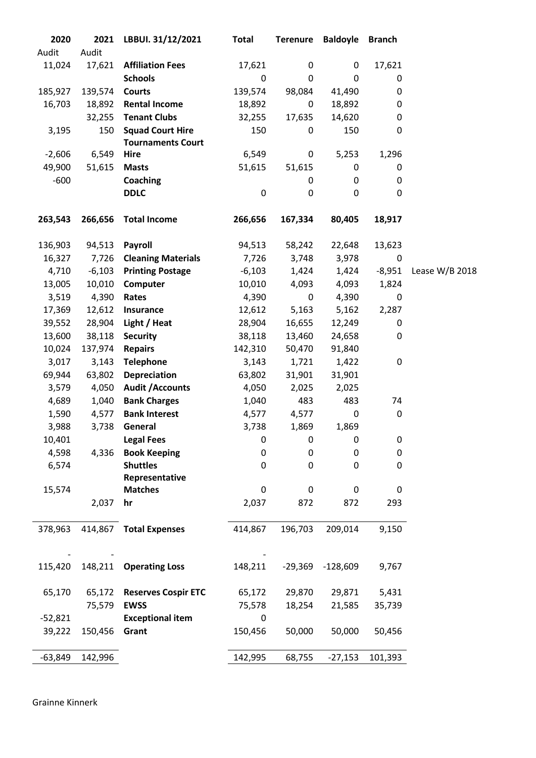| 2020 Audit | 2021 Audit | LBBUI. 31/12/2021 | Total | Terenure | Baldoyle | Branch | |
|---|---|---|---|---|---|---|---|
| 11,024 | 17,621 | **Affiliation Fees** | 17,621 | 0 | 0 | 17,621 | |
| | | **Schools** | 0 | 0 | 0 | 0 | |
| 185,927 | 139,574 | **Courts** | 139,574 | 98,084 | 41,490 | 0 | |
| 16,703 | 18,892 | **Rental Income** | 18,892 | 0 | 18,892 | 0 | |
| | 32,255 | **Tenant Clubs** | 32,255 | 17,635 | 14,620 | 0 | |
| 3,195 | 150 | **Squad Court Hire** | 150 | 0 | 150 | 0 | |
| -2,606 | 6,549 | **Tournaments Court Hire** | 6,549 | 0 | 5,253 | 1,296 | |
| 49,900 | 51,615 | **Masts** | 51,615 | 51,615 | 0 | 0 | |
| -600 | | **Coaching** | | 0 | 0 | 0 | |
| | | **DDLC** | 0 | 0 | 0 | 0 | |
| 263,543 | 266,656 | **Total Income** | 266,656 | 167,334 | 80,405 | 18,917 | |
| 136,903 | 94,513 | **Payroll** | 94,513 | 58,242 | 22,648 | 13,623 | |
| 16,327 | 7,726 | **Cleaning Materials** | 7,726 | 3,748 | 3,978 | 0 | |
| 4,710 | -6,103 | **Printing Postage** | -6,103 | 1,424 | 1,424 | -8,951 | Lease W/B 2018 |
| 13,005 | 10,010 | **Computer** | 10,010 | 4,093 | 4,093 | 1,824 | |
| 3,519 | 4,390 | **Rates** | 4,390 | 0 | 4,390 | 0 | |
| 17,369 | 12,612 | **Insurance** | 12,612 | 5,163 | 5,162 | 2,287 | |
| 39,552 | 28,904 | **Light / Heat** | 28,904 | 16,655 | 12,249 | 0 | |
| 13,600 | 38,118 | **Security** | 38,118 | 13,460 | 24,658 | 0 | |
| 10,024 | 137,974 | **Repairs** | 142,310 | 50,470 | 91,840 | | |
| 3,017 | 3,143 | **Telephone** | 3,143 | 1,721 | 1,422 | 0 | |
| 69,944 | 63,802 | **Depreciation** | 63,802 | 31,901 | 31,901 | | |
| 3,579 | 4,050 | **Audit /Accounts** | 4,050 | 2,025 | 2,025 | | |
| 4,689 | 1,040 | **Bank Charges** | 1,040 | 483 | 483 | 74 | |
| 1,590 | 4,577 | **Bank Interest** | 4,577 | 4,577 | 0 | 0 | |
| 3,988 | 3,738 | **General** | 3,738 | 1,869 | 1,869 | | |
| 10,401 | | **Legal Fees** | 0 | 0 | 0 | 0 | |
| 4,598 | 4,336 | **Book Keeping** | 0 | 0 | 0 | 0 | |
| 6,574 | | **Shuttles** | 0 | 0 | 0 | 0 | |
| 15,574 | | **Representative Matches** | 0 | 0 | 0 | 0 | |
| | 2,037 | **hr** | 2,037 | 872 | 872 | 293 | |
| 378,963 | 414,867 | **Total Expenses** | 414,867 | 196,703 | 209,014 | 9,150 | |
| - 115,420 | - 148,211 | **Operating Loss** | - 148,211 | -29,369 | -128,609 | 9,767 | |
| 65,170 | 65,172 | **Reserves Cospir ETC** | 65,172 | 29,870 | 29,871 | 5,431 | |
| | 75,579 | **EWSS** | 75,578 | 18,254 | 21,585 | 35,739 | |
| -52,821 | | **Exceptional item** | 0 | | | | |
| 39,222 | 150,456 | **Grant** | 150,456 | 50,000 | 50,000 | 50,456 | |
| -63,849 | 142,996 | | 142,995 | 68,755 | -27,153 | 101,393 | |

Grainne Kinnerk